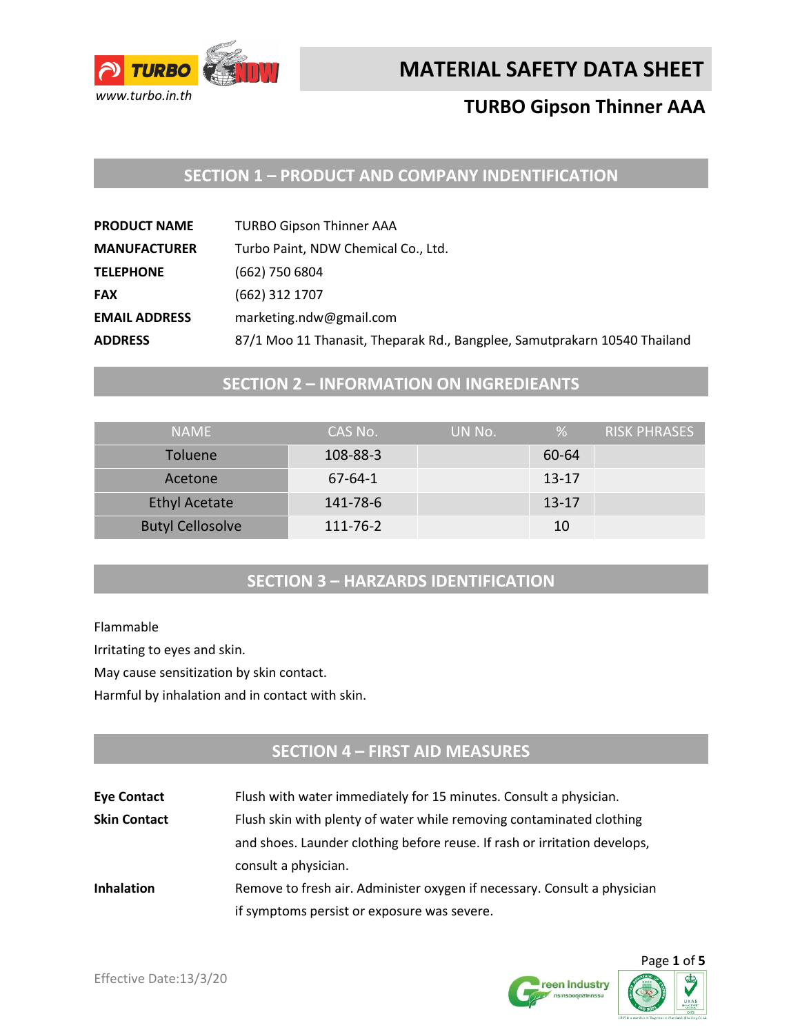# MATERIAL SAFETY DATA SHEET

## TURBO Gipson Thinner AAA

www.turbo.in.th

## SECTION 1 – PRODUCT AND COMPANY INDENTIFICATION

**PRODUCT NAME** TURBO Gipson Thinner AAA

**MANUFACTURER** Turbo Paint, NDW Chemical Co., Ltd.

**TELEPHONE** (662) 750 6804

**FAX** (662) 312 1707

**EMAIL ADDRESS** marketing.ndw@gmail.com

**ADDRESS** 87/1 Moo 11 Thanasit, Theparak Rd., Bangplee, Samutprakarn 10540 Thailand

## SECTION 2 – INFORMATION ON INGREDIEANTS

| NAME | CAS No. | UN No. | % | RISK PHRASES |
|---|---|---|---|---|
| Toluene | 108-88-3 | | 60-64 | |
| Acetone | 67-64-1 | | 13-17 | |
| Ethyl Acetate | 141-78-6 | | 13-17 | |
| Butyl Cellosolve | 111-76-2 | | 10 | |

## SECTION 3 – HARZARDS IDENTIFICATION

Flammable

Irritating to eyes and skin.

May cause sensitization by skin contact.

Harmful by inhalation and in contact with skin.

## SECTION 4 – FIRST AID MEASURES

**Eye Contact** Flush with water immediately for 15 minutes. Consult a physician.

**Skin Contact** Flush skin with plenty of water while removing contaminated clothing and shoes. Launder clothing before reuse. If rash or irritation develops, consult a physician.

**Inhalation** Remove to fresh air. Administer oxygen if necessary. Consult a physician if symptoms persist or exposure was severe.

Effective Date:13/3/20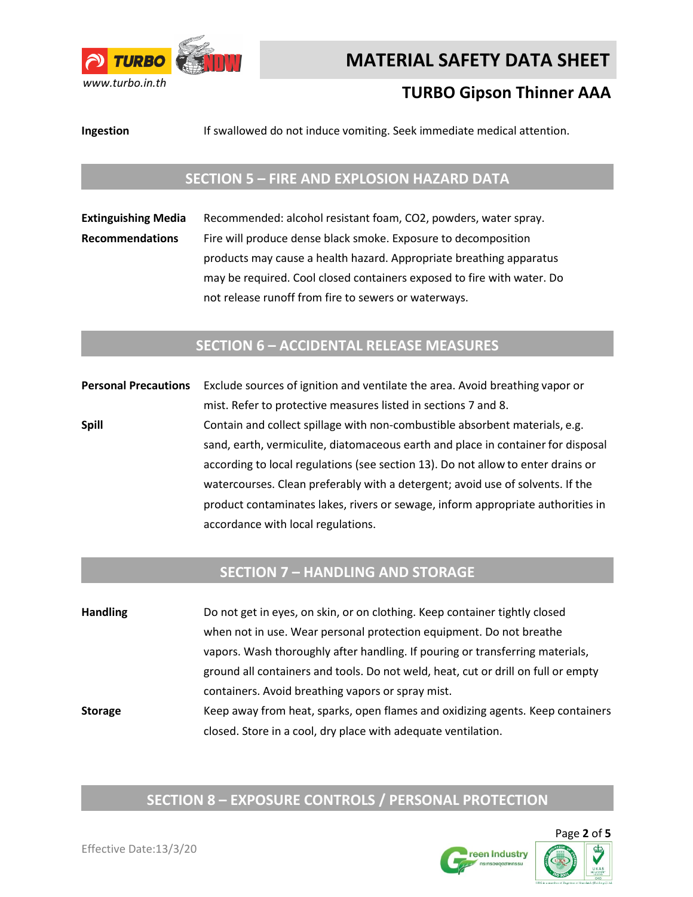**Ingestion** If swallowed do not induce vomiting. Seek immediate medical attention.

## SECTION 5 – FIRE AND EXPLOSION HAZARD DATA

**Extinguishing Media** Recommended: alcohol resistant foam, $CO_2$, powders, water spray.

**Recommendations** Fire will produce dense black smoke. Exposure to decomposition products may cause a health hazard. Appropriate breathing apparatus may be required. Cool closed containers exposed to fire with water. Do not release runoff from fire to sewers or waterways.

## SECTION 6 – ACCIDENTAL RELEASE MEASURES

**Personal Precautions** Exclude sources of ignition and ventilate the area. Avoid breathing vapor or mist. Refer to protective measures listed in sections 7 and 8.

**Spill** Contain and collect spillage with non-combustible absorbent materials, e.g. sand, earth, vermiculite, diatomaceous earth and place in container for disposal according to local regulations (see section 13). Do not allow to enter drains or watercourses. Clean preferably with a detergent; avoid use of solvents. If the product contaminates lakes, rivers or sewage, inform appropriate authorities in accordance with local regulations.

## SECTION 7 – HANDLING AND STORAGE

**Handling** Do not get in eyes, on skin, or on clothing. Keep container tightly closed when not in use. Wear personal protection equipment. Do not breathe vapors. Wash thoroughly after handling. If pouring or transferring materials, ground all containers and tools. Do not weld, heat, cut or drill on full or empty containers. Avoid breathing vapors or spray mist.

**Storage** Keep away from heat, sparks, open flames and oxidizing agents. Keep containers closed. Store in a cool, dry place with adequate ventilation.

## SECTION 8 – EXPOSURE CONTROLS / PERSONAL PROTECTION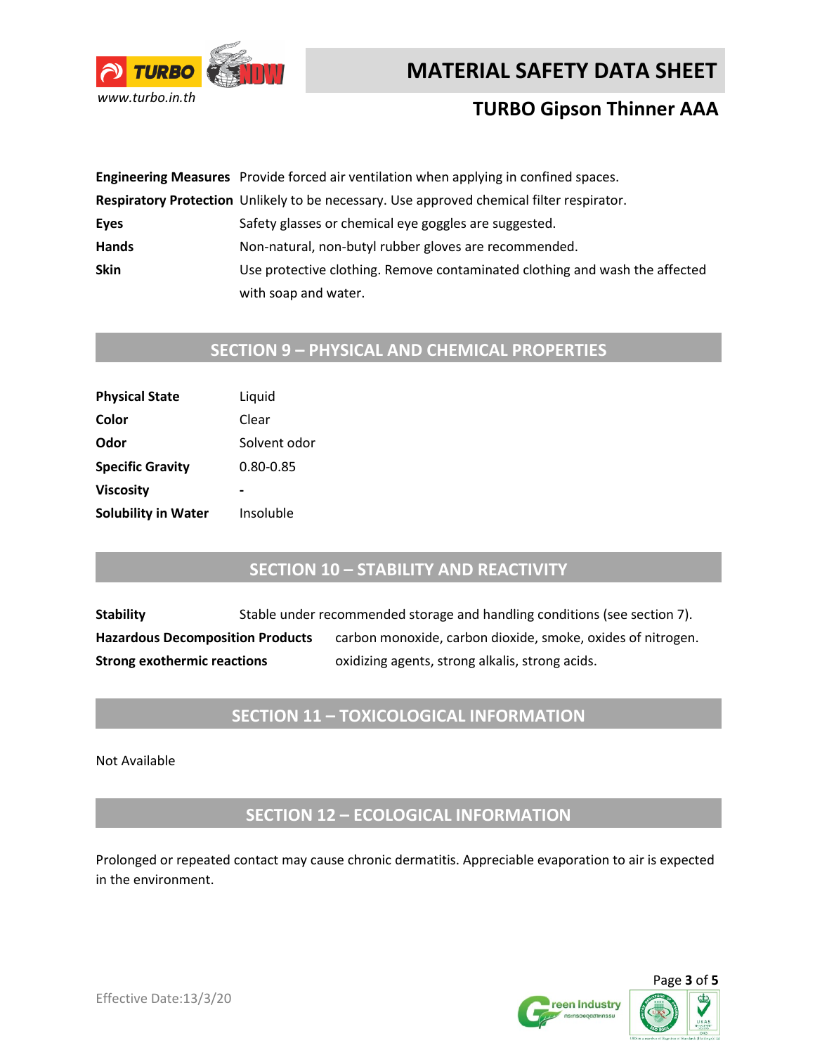| | |
|---|---|
| **Engineering Measures** | Provide forced air ventilation when applying in confined spaces. |
| **Respiratory Protection** | Unlikely to be necessary. Use approved chemical filter respirator. |
| **Eyes** | Safety glasses or chemical eye goggles are suggested. |
| **Hands** | Non-natural, non-butyl rubber gloves are recommended. |
| **Skin** | Use protective clothing. Remove contaminated clothing and wash the affected with soap and water. |

## SECTION 9 – PHYSICAL AND CHEMICAL PROPERTIES

| | |
|---|---|
| **Physical State** | Liquid |
| **Color** | Clear |
| **Odor** | Solvent odor |
| **Specific Gravity** | 0.80-0.85 |
| **Viscosity** | - |
| **Solubility in Water** | Insoluble |

## SECTION 10 – STABILITY AND REACTIVITY

| | |
|---|---|
| **Stability** | Stable under recommended storage and handling conditions (see section 7). |
| **Hazardous Decomposition Products** | carbon monoxide, carbon dioxide, smoke, oxides of nitrogen. |
| **Strong exothermic reactions** | oxidizing agents, strong alkalis, strong acids. |

## SECTION 11 – TOXICOLOGICAL INFORMATION

Not Available

## SECTION 12 – ECOLOGICAL INFORMATION

Prolonged or repeated contact may cause chronic dermatitis. Appreciable evaporation to air is expected in the environment.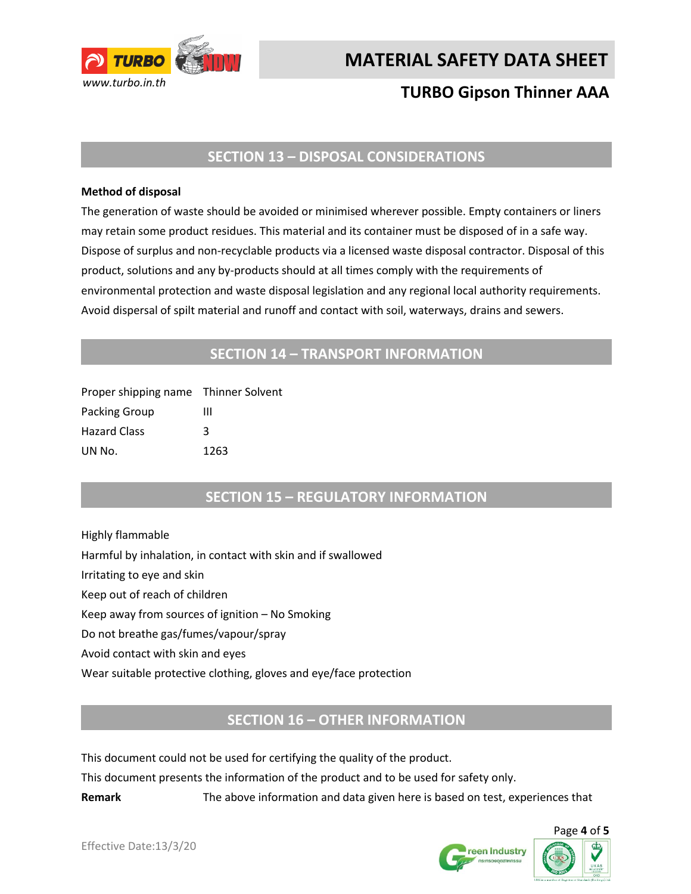## SECTION 13 – DISPOSAL CONSIDERATIONS

**Method of disposal**

The generation of waste should be avoided or minimised wherever possible. Empty containers or liners may retain some product residues. This material and its container must be disposed of in a safe way. Dispose of surplus and non-recyclable products via a licensed waste disposal contractor. Disposal of this product, solutions and any by-products should at all times comply with the requirements of environmental protection and waste disposal legislation and any regional local authority requirements. Avoid dispersal of spilt material and runoff and contact with soil, waterways, drains and sewers.

## SECTION 14 – TRANSPORT INFORMATION

| | |
|---|---|
| Proper shipping name | Thinner Solvent |
| Packing Group | III |
| Hazard Class | 3 |
| UN No. | 1263 |

## SECTION 15 – REGULATORY INFORMATION

Highly flammable

Harmful by inhalation, in contact with skin and if swallowed

Irritating to eye and skin

Keep out of reach of children

Keep away from sources of ignition – No Smoking

Do not breathe gas/fumes/vapour/spray

Avoid contact with skin and eyes

Wear suitable protective clothing, gloves and eye/face protection

## SECTION 16 – OTHER INFORMATION

This document could not be used for certifying the quality of the product.

This document presents the information of the product and to be used for safety only.

**Remark** The above information and data given here is based on test, experiences that

Effective Date:13/3/20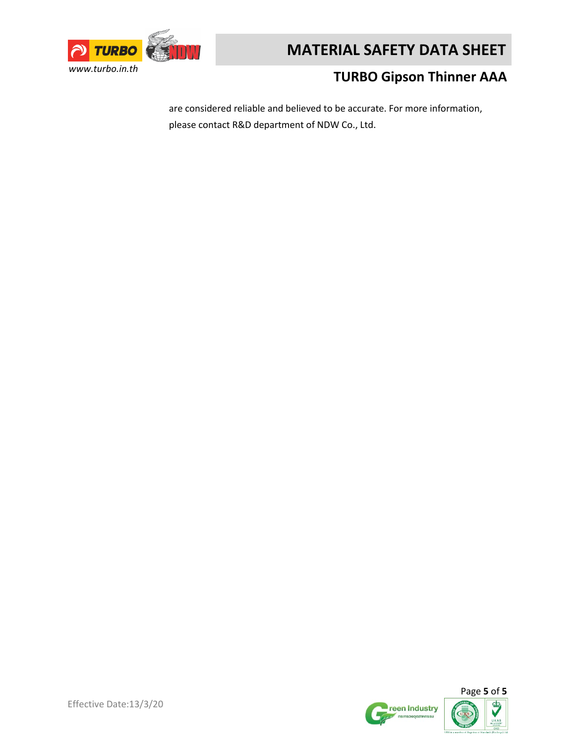are considered reliable and believed to be accurate. For more information, please contact R&D department of NDW Co., Ltd.